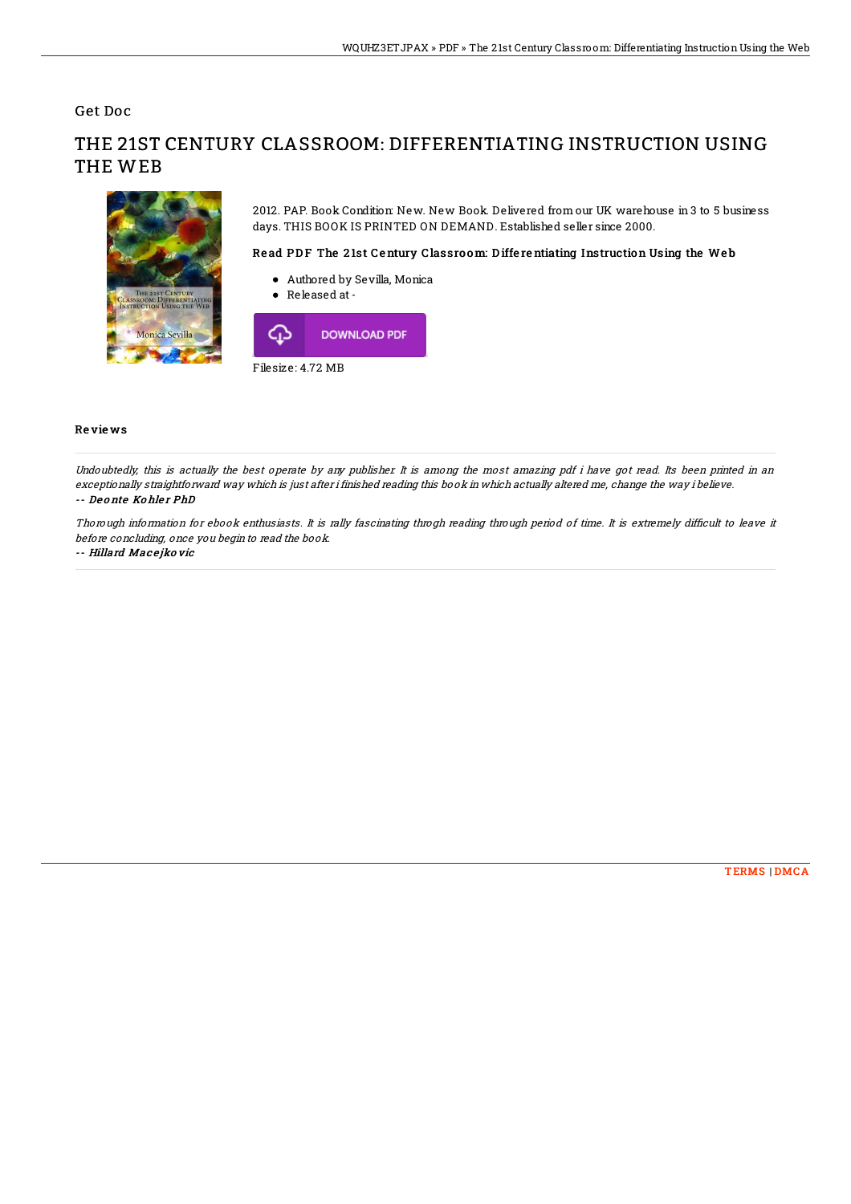Get Doc

# THE 21ST CENTURY CLASSROOM: DIFFERENTIATING INSTRUCTION USING THE WEB

2012. PAP. Book Condition: New. New Book. Delivered from our UK warehouse in 3 to 5 business days. THIS BOOK IS PRINTED ON DEMAND. Established seller since 2000.

### Read PDF The 21st Century Classroom: Differentiating Instruction Using the Web

- Authored by Sevilla, Monica
- Released at -

DOWNLOAD PDF

Filesize: 4.72 MB

## Reviews

*Undoubtedly, this is actually the best operate by any publisher. It is among the most amazing pdf i have got read. Its been printed in an exceptionally straightforward way which is just after i finished reading this book in which actually altered me, change the way i believe.*

*-- Deonte Kohler PhD*

*Thorough information for ebook enthusiasts. It is rally fascinating throgh reading through period of time. It is extremely difficult to leave it before concluding, once you begin to read the book.*

*-- Hillard Macejkovic*

TERMS | DMCA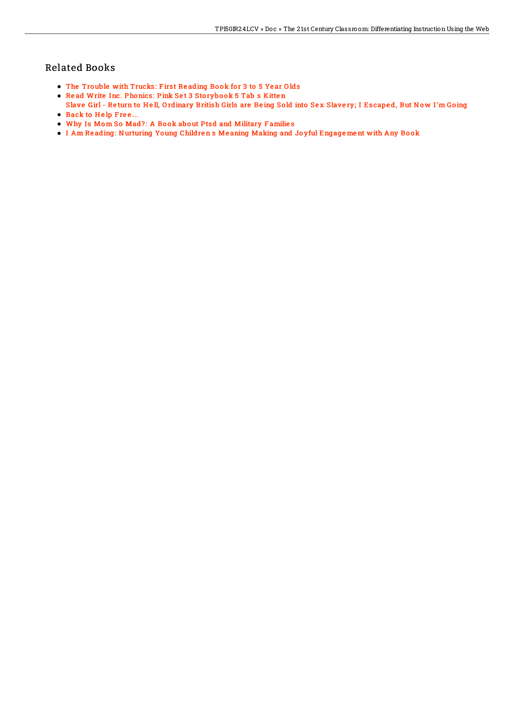## Related Books

- The Trouble with Trucks: First Reading Book for 3 to 5 Year Olds
- Read Write Inc. Phonics: Pink Set 3 Storybook 5 Tab s Kitten
- Slave Girl - Return to Hell, Ordinary British Girls are Being Sold into Sex Slavery; I Escaped, But Now I'm Going Back to Help Free...
- Why Is Mom So Mad?: A Book about Ptsd and Military Families
- I Am Reading: Nurturing Young Children s Meaning Making and Joyful Engagement with Any Book